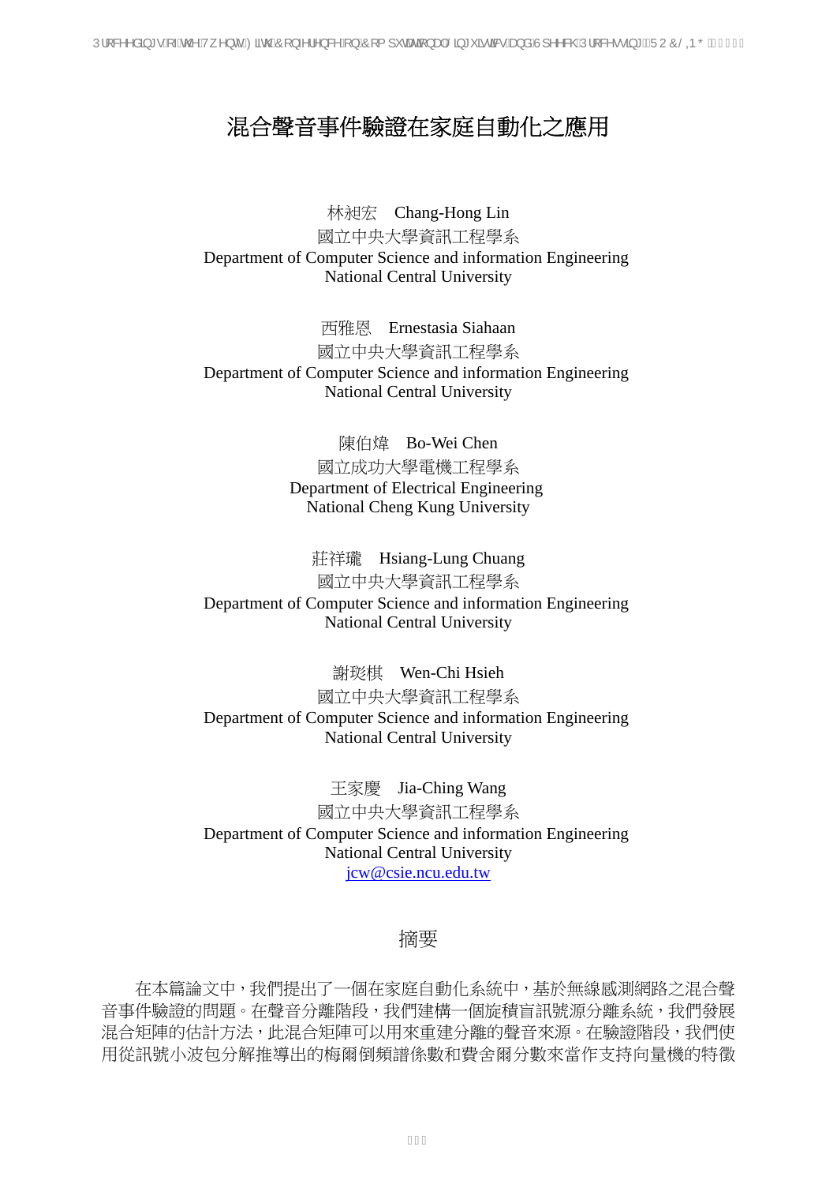# 混合聲音事件驗證在家庭自動化之應用

林昶宏　Chang-Hong Lin
國立中央大學資訊工程學系
Department of Computer Science and information Engineering
National Central University

西雅恩　Ernestasia Siahaan
國立中央大學資訊工程學系
Department of Computer Science and information Engineering
National Central University

陳伯煒　Bo-Wei Chen
國立成功大學電機工程學系
Department of Electrical Engineering
National Cheng Kung University

莊祥瓏　Hsiang-Lung Chuang
國立中央大學資訊工程學系
Department of Computer Science and information Engineering
National Central University

謝琰棋　Wen-Chi Hsieh
國立中央大學資訊工程學系
Department of Computer Science and information Engineering
National Central University

王家慶　Jia-Ching Wang
國立中央大學資訊工程學系
Department of Computer Science and information Engineering
National Central University
jcw@csie.ncu.edu.tw

## 摘要

在本篇論文中，我們提出了一個在家庭自動化系統中，基於無線感測網路之混合聲音事件驗證的問題。在聲音分離階段，我們建構一個旋積盲訊號源分離系統，我們發展混合矩陣的估計方法，此混合矩陣可以用來重建分離的聲音來源。在驗證階段，我們使用從訊號小波包分解推導出的梅爾倒頻譜係數和費舍爾分數來當作支持向量機的特徵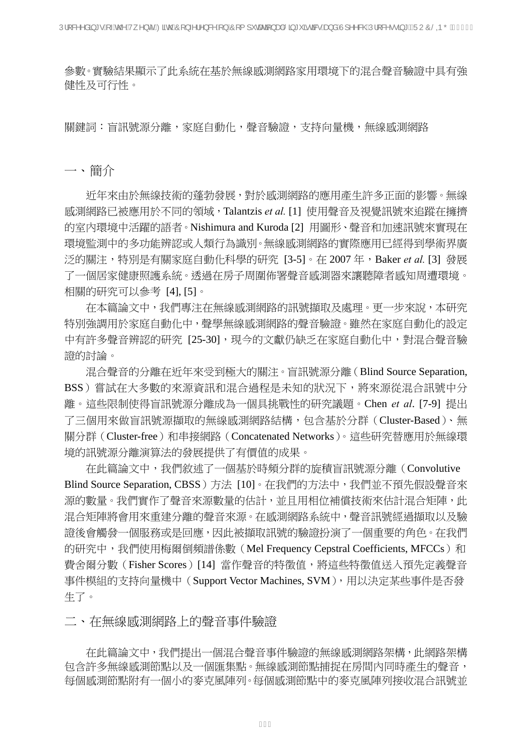參數。實驗結果顯示了此系統在基於無線感測網路家用環境下的混合聲音驗證中具有強健性及可行性。

關鍵詞：盲訊號源分離，家庭自動化，聲音驗證，支持向量機，無線感測網路

# 一、簡介

近年來由於無線技術的蓬勃發展，對於感測網路的應用產生許多正面的影響。無線感測網路已被應用於不同的領域，Talantzis *et al.* [1] 使用聲音及視覺訊號來追蹤在擁擠的室內環境中活躍的語者。Nishimura and Kuroda [2] 用圖形、聲音和加速訊號來實現在環境監測中的多功能辨認或人類行為識別。無線感測網路的實際應用已經得到學術界廣泛的關注，特別是有關家庭自動化科學的研究 [3-5]。在 2007 年，Baker *et al.* [3] 發展了一個居家健康照護系統。透過在房子周圍佈署聲音感測器來讓聽障者感知周遭環境。相關的研究可以參考 [4], [5]。

在本篇論文中，我們專注在無線感測網路的訊號擷取及處理。更一步來說，本研究特別強調用於家庭自動化中，聲學無線感測網路的聲音驗證。雖然在家庭自動化的設定中有許多聲音辨認的研究 [25-30]，現今的文獻仍缺乏在家庭自動化中，對混合聲音驗證的討論。

混合聲音的分離在近年來受到極大的關注。盲訊號源分離（Blind Source Separation, BSS）嘗試在大多數的來源資訊和混合過程是未知的狀況下，將來源從混合訊號中分離。這些限制使得盲訊號源分離成為一個具挑戰性的研究議題。Chen *et al*. [7-9] 提出了三個用來做盲訊號源擷取的無線感測網路結構，包含基於分群（Cluster-Based）、無關分群（Cluster-free）和串接網路（Concatenated Networks）。這些研究替應用於無線環境的訊號源分離演算法的發展提供了有價值的成果。

在此篇論文中，我們敘述了一個基於時頻分群的旋積盲訊號源分離（Convolutive Blind Source Separation, CBSS）方法 [10]。在我們的方法中，我們並不預先假設聲音來源的數量。我們實作了聲音來源數量的估計，並且用相位補償技術來估計混合矩陣，此混合矩陣將會用來重建分離的聲音來源。在感測網路系統中，聲音訊號經過擷取以及驗證後會觸發一個服務或是回應，因此被擷取訊號的驗證扮演了一個重要的角色。在我們的研究中，我們使用梅爾倒頻譜係數（Mel Frequency Cepstral Coefficients, MFCCs）和費舍爾分數（Fisher Scores）[14] 當作聲音的特徵值，將這些特徵值送入預先定義聲音事件模組的支持向量機中（Support Vector Machines, SVM），用以決定某些事件是否發生了。

# 二、在無線感測網路上的聲音事件驗證

在此篇論文中，我們提出一個混合聲音事件驗證的無線感測網路架構，此網路架構包含許多無線感測節點以及一個匯集點。無線感測節點捕捉在房間內同時產生的聲音，每個感測節點附有一個小的麥克風陣列。每個感測節點中的麥克風陣列接收混合訊號並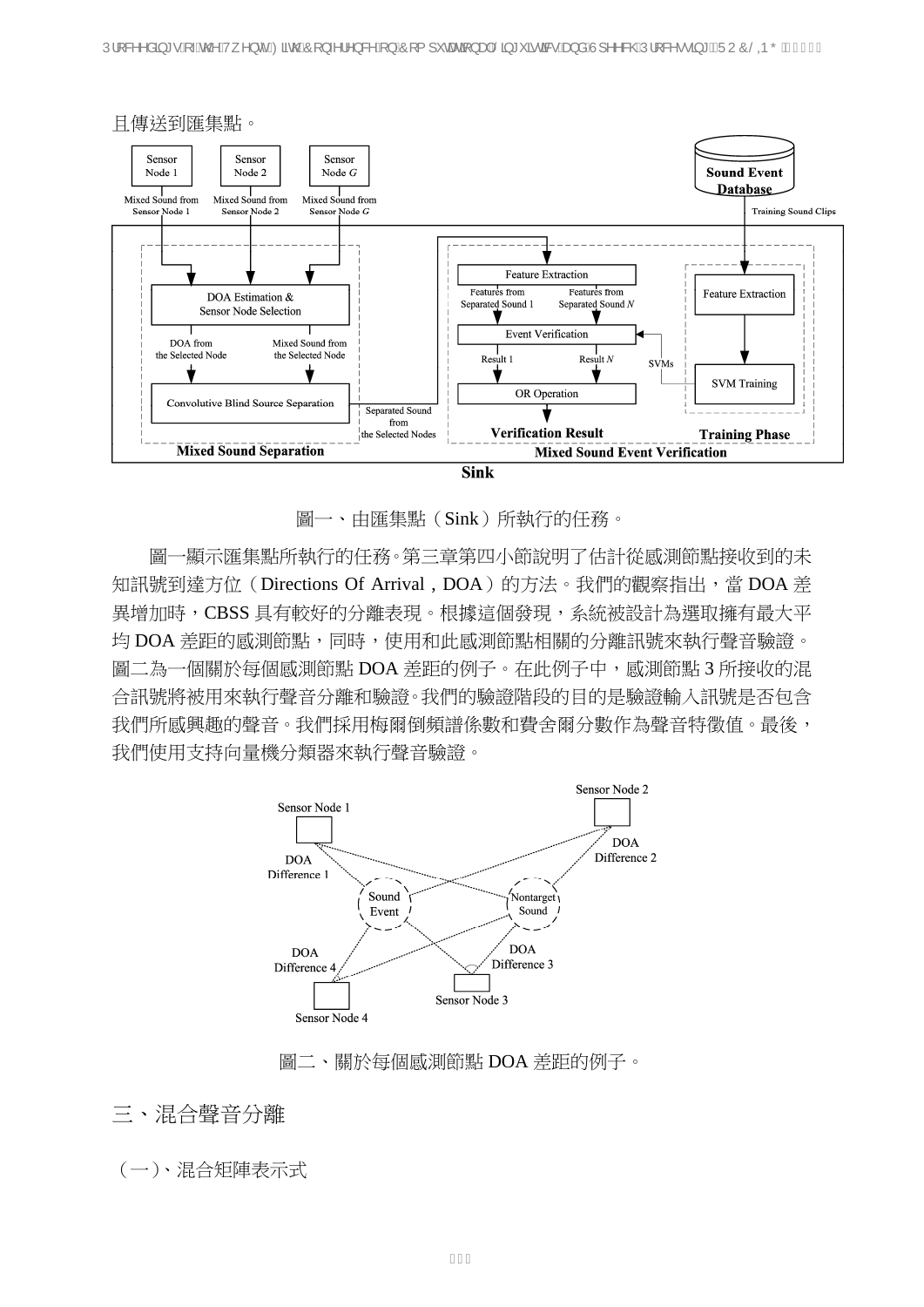且傳送到匯集點。

圖一、由匯集點（Sink）所執行的任務。

圖一顯示匯集點所執行的任務。第三章第四小節說明了估計從感測節點接收到的未知訊號到達方位（Directions Of Arrival，DOA）的方法。我們的觀察指出，當 DOA 差異增加時，CBSS 具有較好的分離表現。根據這個發現，系統被設計為選取擁有最大平均 DOA 差距的感測節點，同時，使用和此感測節點相關的分離訊號來執行聲音驗證。圖二為一個關於每個感測節點 DOA 差距的例子。在此例子中，感測節點 3 所接收的混合訊號將被用來執行聲音分離和驗證。我們的驗證階段的目的是驗證輸入訊號是否包含我們所感興趣的聲音。我們採用梅爾倒頻譜係數和費舍爾分數作為聲音特徵值。最後，我們使用支持向量機分類器來執行聲音驗證。

圖二、關於每個感測節點 DOA 差距的例子。

## 三、混合聲音分離

### （一）、混合矩陣表示式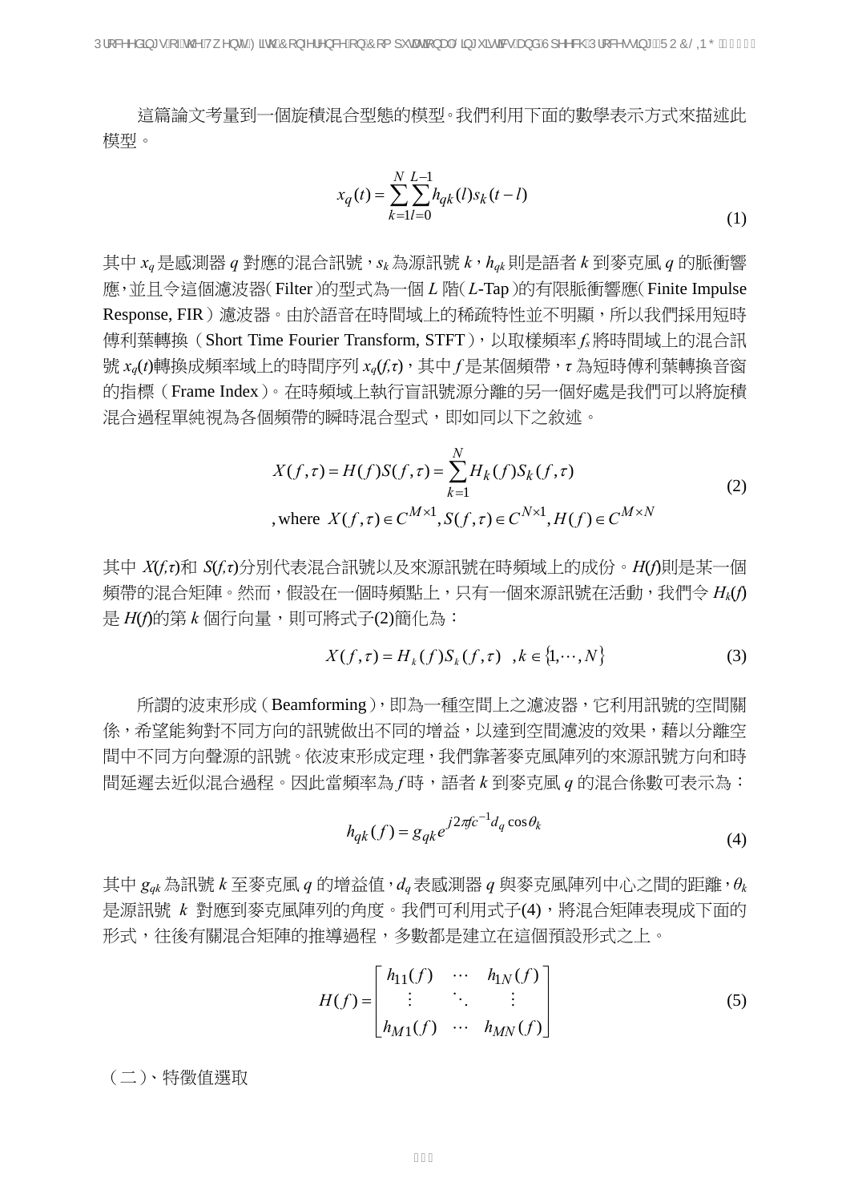這篇論文考量到一個旋積混合型態的模型。我們利用下面的數學表示方式來描述此模型。

$$x_q(t) = \sum_{k=1}^{N}\sum_{l=0}^{L-1} h_{qk}(l)s_k(t-l) \tag{1}$$

其中 $x_q$ 是感測器 $q$ 對應的混合訊號，$s_k$ 為源訊號 $k$，$h_{qk}$ 則是語者 $k$ 到麥克風 $q$ 的脈衝響應，並且令這個濾波器(Filter)的型式為一個 $L$ 階($L$-Tap)的有限脈衝響應(Finite Impulse Response, FIR)濾波器。由於語音在時間域上的稀疏特性並不明顯，所以我們採用短時傅利葉轉換（Short Time Fourier Transform, STFT），以取樣頻率 $f_s$ 將時間域上的混合訊號 $x_q(t)$ 轉換成頻率域上的時間序列 $x_q(f,\tau)$，其中 $f$ 是某個頻帶，$\tau$ 為短時傅利葉轉換音窗的指標（Frame Index）。在時頻域上執行盲訊號源分離的另一個好處是我們可以將旋積混合過程單純視為各個頻帶的瞬時混合型式，即如同以下之敘述。

$$X(f,\tau) = H(f)S(f,\tau) = \sum_{k=1}^{N} H_k(f)S_k(f,\tau)$$
$$\text{, where } X(f,\tau) \in C^{M\times 1}, S(f,\tau) \in C^{N\times 1}, H(f) \in C^{M\times N} \tag{2}$$

其中 $X(f,\tau)$ 和 $S(f,\tau)$ 分別代表混合訊號以及來源訊號在時頻域上的成份。$H(f)$ 則是某一個頻帶的混合矩陣。然而，假設在一個時頻點上，只有一個來源訊號在活動，我們令 $H_k(f)$ 是 $H(f)$ 的第 $k$ 個行向量，則可將式子(2)簡化為：

$$X(f,\tau) = H_k(f)S_k(f,\tau) \quad ,k \in \{1,\cdots,N\} \tag{3}$$

所謂的波束形成（Beamforming），即為一種空間上之濾波器，它利用訊號的空間關係，希望能夠對不同方向的訊號做出不同的增益，以達到空間濾波的效果，藉以分離空間中不同方向聲源的訊號。依波束形成定理，我們靠著麥克風陣列的來源訊號方向和時間延遲去近似混合過程。因此當頻率為 $f$ 時，語者 $k$ 到麥克風 $q$ 的混合係數可表示為：

$$h_{qk}(f) = g_{qk}e^{j2\pi f c^{-1} d_q \cos\theta_k} \tag{4}$$

其中 $g_{qk}$ 為訊號 $k$ 至麥克風 $q$ 的增益值，$d_q$ 表感測器 $q$ 與麥克風陣列中心之間的距離，$\theta_k$ 是源訊號 $k$ 對應到麥克風陣列的角度。我們可利用式子(4)，將混合矩陣表現成下面的形式，往後有關混合矩陣的推導過程，多數都是建立在這個預設形式之上。

$$H(f) = \begin{bmatrix} h_{11}(f) & \cdots & h_{1N}(f) \\ \vdots & \ddots & \vdots \\ h_{M1}(f) & \cdots & h_{MN}(f) \end{bmatrix} \tag{5}$$

（二）、特徵值選取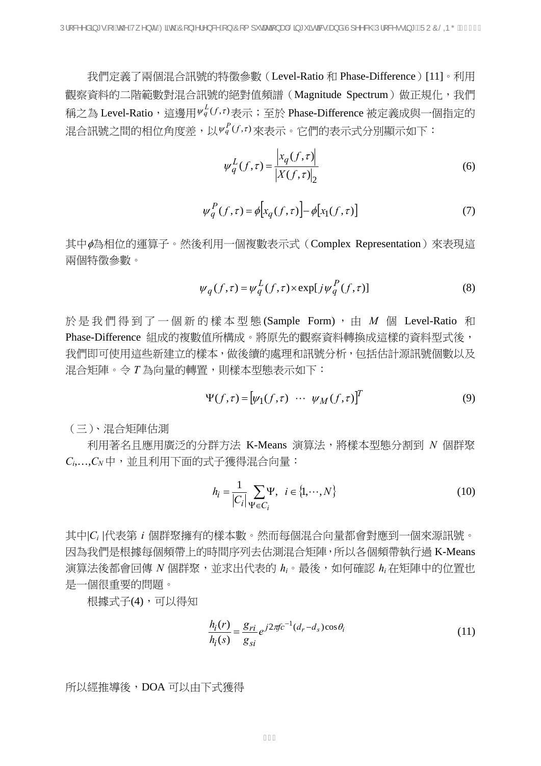我們定義了兩個混合訊號的特徵參數（Level-Ratio 和 Phase-Difference）[11]。利用觀察資料的二階範數對混合訊號的絕對值頻譜（Magnitude Spectrum）做正規化，我們稱之為 Level-Ratio，這邊用$\psi_q^L(f,\tau)$表示；至於 Phase-Difference 被定義成與一個指定的混合訊號之間的相位角度差，以$\psi_q^P(f,\tau)$來表示。它們的表示式分別顯示如下：

$$\psi_q^L(f,\tau) = \frac{\left|x_q(f,\tau)\right|}{\left|X(f,\tau)\right|_2} \tag{6}$$

$$\psi_q^P(f,\tau) = \phi\left[x_q(f,\tau)\right] - \phi\left[x_1(f,\tau)\right] \tag{7}$$

其中$\phi$為相位的運算子。然後利用一個複數表示式（Complex Representation）來表現這兩個特徵參數。

$$\psi_q(f,\tau) = \psi_q^L(f,\tau) \times \exp[j\psi_q^P(f,\tau)] \tag{8}$$

於是我們得到了一個新的樣本型態(Sample Form)，由 $M$ 個 Level-Ratio 和 Phase-Difference 組成的複數值所構成。將原先的觀察資料轉換成這樣的資料型式後，我們即可使用這些新建立的樣本，做後續的處理和訊號分析，包括估計源訊號個數以及混合矩陣。令 $T$ 為向量的轉置，則樣本型態表示如下：

$$\Psi(f,\tau) = \left[\psi_1(f,\tau) \ \cdots \ \psi_M(f,\tau)\right]^T \tag{9}$$

（三）、混合矩陣估測

利用著名且應用廣泛的分群方法 K-Means 演算法，將樣本型態分割到 $N$ 個群聚 $C_i,\ldots,C_N$ 中，並且利用下面的式子獲得混合向量：

$$h_i = \frac{1}{\left|C_i\right|}\sum_{\Psi \in C_i}\Psi, \quad i \in \{1,\cdots,N\} \tag{10}$$

其中$|C_i|$代表第 $i$ 個群聚擁有的樣本數。然而每個混合向量都會對應到一個來源訊號。因為我們是根據每個頻帶上的時間序列去估測混合矩陣，所以各個頻帶執行過 K-Means 演算法後都會回傳 $N$ 個群聚，並求出代表的 $h_i$。最後，如何確認 $h_i$ 在矩陣中的位置也是一個很重要的問題。

根據式子(4)，可以得知

$$\frac{h_i(r)}{h_i(s)} = \frac{g_{ri}}{g_{si}} e^{j2\pi f c^{-1}(d_r - d_s)\cos\theta_i} \tag{11}$$

所以經推導後，DOA 可以由下式獲得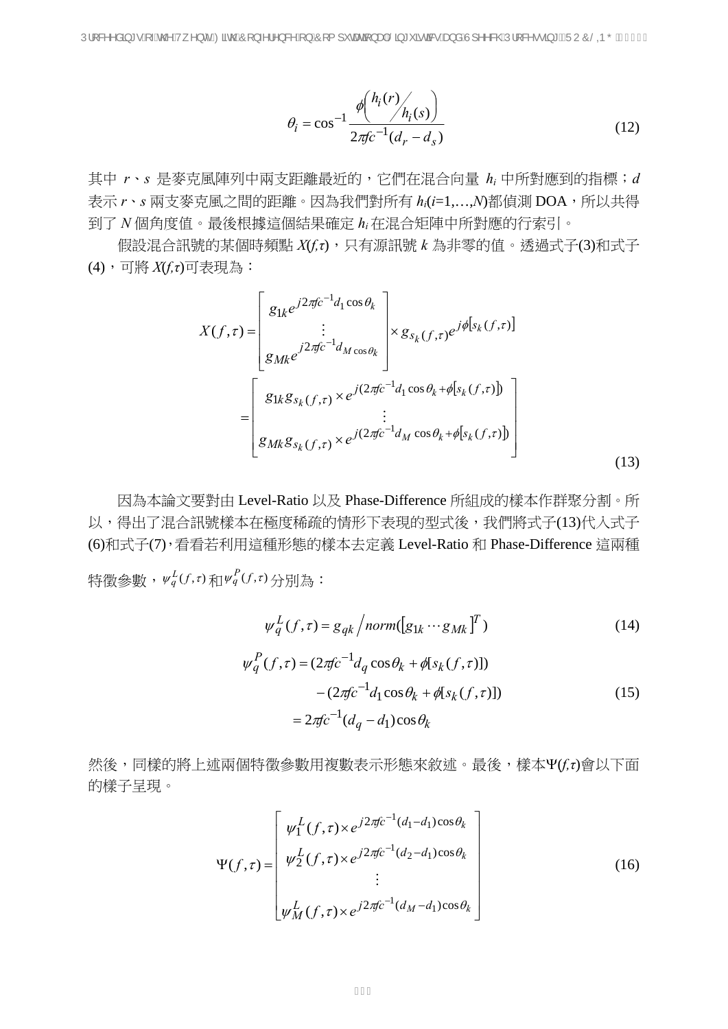$$\theta_i = \cos^{-1} \frac{\phi\left( h_i(r) \big/ h_i(s) \right)}{2\pi f c^{-1}(d_r - d_s)} \tag{12}$$

其中 $r$、$s$ 是麥克風陣列中兩支距離最近的，它們在混合向量 $h_i$ 中所對應到的指標；$d$ 表示 $r$、$s$ 兩支麥克風之間的距離。因為我們對所有 $h_i(i=1,\ldots,N)$都偵測 DOA，所以共得到了 $N$ 個角度值。最後根據這個結果確定 $h_i$ 在混合矩陣中所對應的行索引。

假設混合訊號的某個時頻點 $X(f,\tau)$，只有源訊號 $k$ 為非零的值。透過式子(3)和式子(4)，可將 $X(f,\tau)$可表現為：

$$X(f,\tau) = \begin{bmatrix} g_{1k} e^{j2\pi f c^{-1} d_1 \cos\theta_k} \\ \vdots \\ g_{Mk} e^{j2\pi f c^{-1} d_M \cos\theta_k} \end{bmatrix} \times g_{s_k(f,\tau)} e^{j\phi[s_k(f,\tau)]}$$
$$= \begin{bmatrix} g_{1k} g_{s_k(f,\tau)} \times e^{j(2\pi f c^{-1} d_1 \cos\theta_k + \phi[s_k(f,\tau)])} \\ \vdots \\ g_{Mk} g_{s_k(f,\tau)} \times e^{j(2\pi f c^{-1} d_M \cos\theta_k + \phi[s_k(f,\tau)])} \end{bmatrix} \tag{13}$$

因為本論文要對由 Level-Ratio 以及 Phase-Difference 所組成的樣本作群聚分割。所以，得出了混合訊號樣本在極度稀疏的情形下表現的型式後，我們將式子(13)代入式子(6)和式子(7)，看看若利用這種形態的樣本去定義 Level-Ratio 和 Phase-Difference 這兩種特徵參數，$\psi_q^L(f,\tau)$ 和 $\psi_q^P(f,\tau)$ 分別為：

$$\psi_q^L(f,\tau) = g_{qk} \Big/ norm([g_{1k} \cdots g_{Mk}]^T) \tag{14}$$

$$\begin{aligned} \psi_q^P(f,\tau) &= (2\pi f c^{-1} d_q \cos\theta_k + \phi[s_k(f,\tau)]) \\ &\quad - (2\pi f c^{-1} d_1 \cos\theta_k + \phi[s_k(f,\tau)]) \\ &= 2\pi f c^{-1}(d_q - d_1)\cos\theta_k \end{aligned} \tag{15}$$

然後，同樣的將上述兩個特徵參數用複數表示形態來敘述。最後，樣本$\Psi(f,\tau)$會以下面的樣子呈現。

$$\Psi(f,\tau) = \begin{bmatrix} \psi_1^L(f,\tau) \times e^{j2\pi f c^{-1}(d_1 - d_1)\cos\theta_k} \\ \psi_2^L(f,\tau) \times e^{j2\pi f c^{-1}(d_2 - d_1)\cos\theta_k} \\ \vdots \\ \psi_M^L(f,\tau) \times e^{j2\pi f c^{-1}(d_M - d_1)\cos\theta_k} \end{bmatrix} \tag{16}$$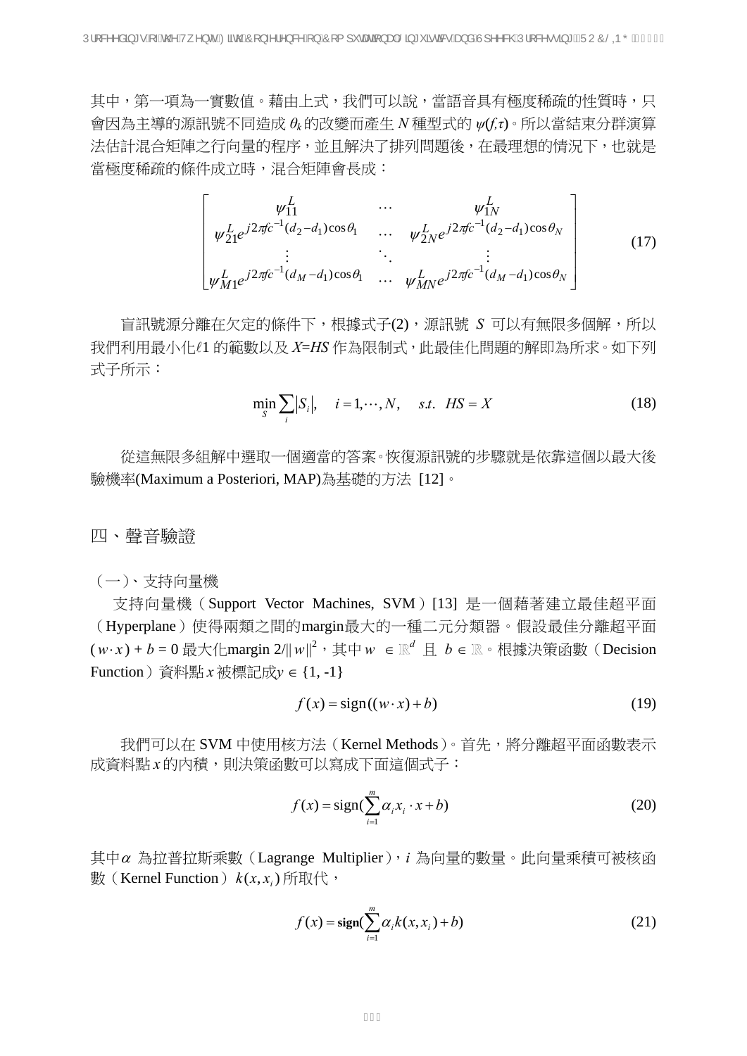其中，第一項為一實數值。藉由上式，我們可以說，當語音具有極度稀疏的性質時，只會因為主導的源訊號不同造成 $\theta_k$ 的改變而產生 $N$ 種型式的 $\psi(f,\tau)$。所以當結束分群演算法估計混合矩陣之行向量的程序，並且解決了排列問題後，在最理想的情況下，也就是當極度稀疏的條件成立時，混合矩陣會長成：

$$
\begin{bmatrix}
\psi_{11}^{L} & \cdots & \psi_{1N}^{L} \\
\psi_{21}^{L} e^{j2\pi f c^{-1}(d_2-d_1)\cos\theta_1} & \cdots & \psi_{2N}^{L} e^{j2\pi f c^{-1}(d_2-d_1)\cos\theta_N} \\
\vdots & \ddots & \vdots \\
\psi_{M1}^{L} e^{j2\pi f c^{-1}(d_M-d_1)\cos\theta_1} & \cdots & \psi_{MN}^{L} e^{j2\pi f c^{-1}(d_M-d_1)\cos\theta_N}
\end{bmatrix} \tag{17}
$$

盲訊號源分離在欠定的條件下，根據式子(2)，源訊號 $S$ 可以有無限多個解，所以我們利用最小化 $\ell 1$ 的範數以及 $X=HS$ 作為限制式，此最佳化問題的解即為所求。如下列式子所示：

$$
\min_{S} \sum_{i} |S_i|, \quad i = 1, \cdots, N, \quad s.t. \;\; HS = X \tag{18}
$$

從這無限多組解中選取一個適當的答案。恢復源訊號的步驟就是依靠這個以最大後驗機率(Maximum a Posteriori, MAP)為基礎的方法 [12]。

## 四、聲音驗證

### （一）、支持向量機

支持向量機（Support Vector Machines, SVM）[13] 是一個藉著建立最佳超平面（Hyperplane）使得兩類之間的margin最大的一種二元分類器。假設最佳分離超平面 $(w \cdot x) + b = 0$ 最大化margin $2/\|w\|^2$，其中 $w \in \mathbb{R}^d$ 且 $b \in \mathbb{R}$。根據決策函數（Decision Function）資料點 $x$ 被標記成 $y \in \{1, -1\}$

$$
f(x) = \operatorname{sign}((w \cdot x) + b) \tag{19}
$$

我們可以在 SVM 中使用核方法（Kernel Methods）。首先，將分離超平面函數表示成資料點 $x$ 的內積，則決策函數可以寫成下面這個式子：

$$
f(x) = \operatorname{sign}\left(\sum_{i=1}^{m} \alpha_i x_i \cdot x + b\right) \tag{20}
$$

其中 $\alpha$ 為拉普拉斯乘數（Lagrange Multiplier），$i$ 為向量的數量。此向量乘積可被核函數（Kernel Function）$k(x, x_i)$ 所取代，

$$
f(x) = \mathbf{sign}\left(\sum_{i=1}^{m} \alpha_i k(x, x_i) + b\right) \tag{21}
$$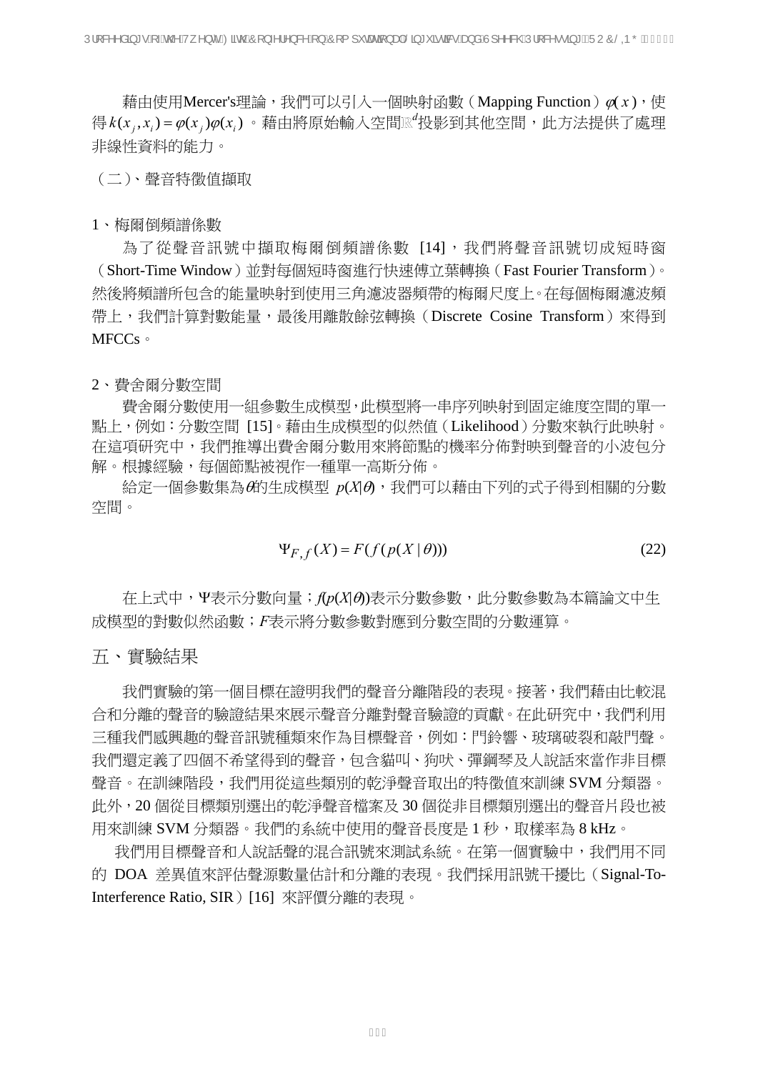藉由使用Mercer's理論，我們可以引入一個映射函數（Mapping Function）$\varphi(x)$，使得$k(x_j,x_i)=\varphi(x_j)\varphi(x_i)$。藉由將原始輸入空間$\mathbb{R}^d$投影到其他空間，此方法提供了處理非線性資料的能力。

（二）、聲音特徵值擷取

1、梅爾倒頻譜係數

為了從聲音訊號中擷取梅爾倒頻譜係數 [14]，我們將聲音訊號切成短時窗（Short-Time Window）並對每個短時窗進行快速傅立葉轉換（Fast Fourier Transform）。然後將頻譜所包含的能量映射到使用三角濾波器頻帶的梅爾尺度上。在每個梅爾濾波頻帶上，我們計算對數能量，最後用離散餘弦轉換（Discrete Cosine Transform）來得到MFCCs。

2、費舍爾分數空間

費舍爾分數使用一組參數生成模型，此模型將一串序列映射到固定維度空間的單一點上，例如：分數空間 [15]。藉由生成模型的似然值（Likelihood）分數來執行此映射。在這項研究中，我們推導出費舍爾分數用來將節點的機率分佈對映到聲音的小波包分解。根據經驗，每個節點被視作一種單一高斯分佈。

給定一個參數集為$\theta$的生成模型 $p(X|\theta)$，我們可以藉由下列的式子得到相關的分數空間。

$$\Psi_{F,f}(X)=F(f(p(X\,|\,\theta))) \tag{22}$$

在上式中，$\Psi$表示分數向量；$f(p(X|\theta))$表示分數參數，此分數參數為本篇論文中生成模型的對數似然函數；$F$表示將分數參數對應到分數空間的分數運算。

## 五、實驗結果

我們實驗的第一個目標在證明我們的聲音分離階段的表現。接著，我們藉由比較混合和分離的聲音的驗證結果來展示聲音分離對聲音驗證的貢獻。在此研究中，我們利用三種我們感興趣的聲音訊號種類來作為目標聲音，例如：門鈴響、玻璃破裂和敲門聲。我們還定義了四個不希望得到的聲音，包含貓叫、狗吠、彈鋼琴及人說話來當作非目標聲音。在訓練階段，我們用從這些類別的乾淨聲音取出的特徵值來訓練 SVM 分類器。此外，20 個從目標類別選出的乾淨聲音檔案及 30 個從非目標類別選出的聲音片段也被用來訓練 SVM 分類器。我們的系統中使用的聲音長度是 1 秒，取樣率為 8 kHz。

我們用目標聲音和人說話聲的混合訊號來測試系統。在第一個實驗中，我們用不同的 DOA 差異值來評估聲源數量估計和分離的表現。我們採用訊號干擾比（Signal-To-Interference Ratio, SIR）[16] 來評價分離的表現。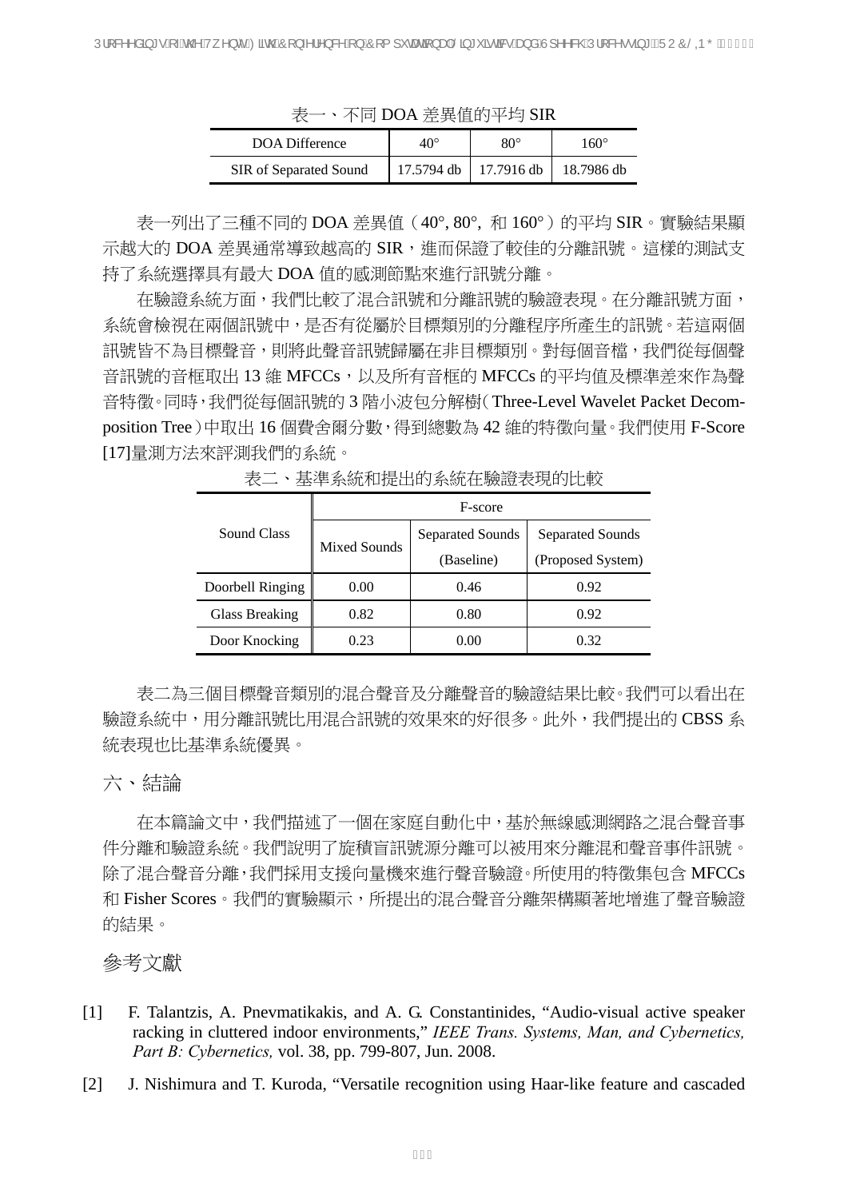表一、不同 DOA 差異值的平均 SIR

| DOA Difference | 40° | 80° | 160° |
| --- | --- | --- | --- |
| SIR of Separated Sound | 17.5794 db | 17.7916 db | 18.7986 db |

表一列出了三種不同的 DOA 差異值（40°, 80°, 和 160°）的平均 SIR。實驗結果顯示越大的 DOA 差異通常導致越高的 SIR，進而保證了較佳的分離訊號。這樣的測試支持了系統選擇具有最大 DOA 值的感測節點來進行訊號分離。

在驗證系統方面，我們比較了混合訊號和分離訊號的驗證表現。在分離訊號方面，系統會檢視在兩個訊號中，是否有從屬於目標類別的分離程序所產生的訊號。若這兩個訊號皆不為目標聲音，則將此聲音訊號歸屬在非目標類別。對每個音檔，我們從每個聲音訊號的音框取出 13 維 MFCCs，以及所有音框的 MFCCs 的平均值及標準差來作為聲音特徵。同時，我們從每個訊號的 3 階小波包分解樹（Three-Level Wavelet Packet Decomposition Tree）中取出 16 個費舍爾分數，得到總數為 42 維的特徵向量。我們使用 F-Score [17]量測方法來評測我們的系統。

表二、基準系統和提出的系統在驗證表現的比較

| Sound Class | F-score | | |
| --- | --- | --- | --- |
| | Mixed Sounds | Separated Sounds (Baseline) | Separated Sounds (Proposed System) |
| Doorbell Ringing | 0.00 | 0.46 | 0.92 |
| Glass Breaking | 0.82 | 0.80 | 0.92 |
| Door Knocking | 0.23 | 0.00 | 0.32 |

表二為三個目標聲音類別的混合聲音及分離聲音的驗證結果比較。我們可以看出在驗證系統中，用分離訊號比用混合訊號的效果來的好很多。此外，我們提出的 CBSS 系統表現也比基準系統優異。

## 六、結論

在本篇論文中，我們描述了一個在家庭自動化中，基於無線感測網路之混合聲音事件分離和驗證系統。我們說明了旋積盲訊號源分離可以被用來分離混和聲音事件訊號。除了混合聲音分離，我們採用支援向量機來進行聲音驗證。所使用的特徵集包含 MFCCs 和 Fisher Scores。我們的實驗顯示，所提出的混合聲音分離架構顯著地增進了聲音驗證的結果。

## 參考文獻

[1] F. Talantzis, A. Pnevmatikakis, and A. G. Constantinides, “Audio-visual active speaker racking in cluttered indoor environments,” *IEEE Trans. Systems, Man, and Cybernetics, Part B: Cybernetics,* vol. 38, pp. 799-807, Jun. 2008.

[2] J. Nishimura and T. Kuroda, “Versatile recognition using Haar-like feature and cascaded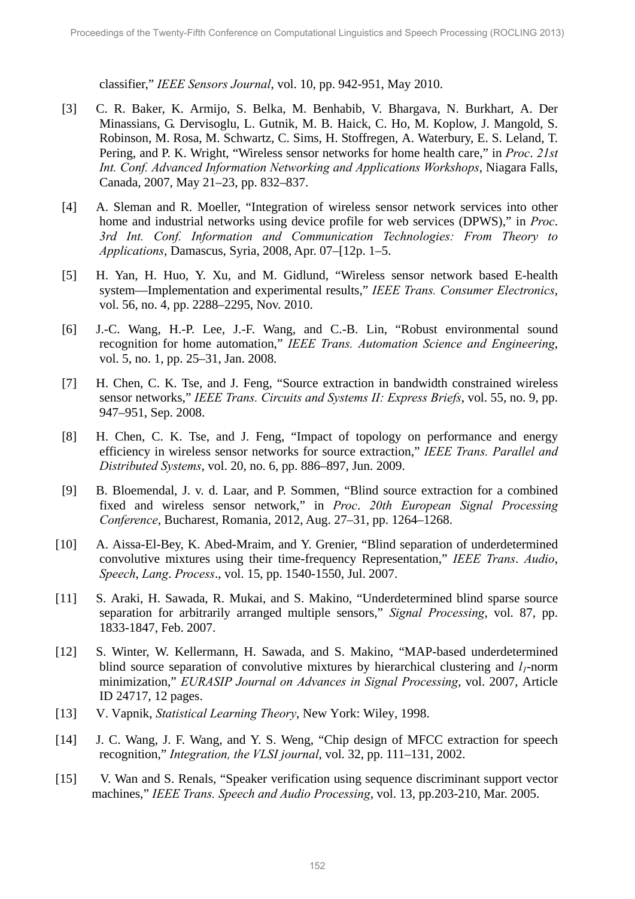classifier," *IEEE Sensors Journal*, vol. 10, pp. 942-951, May 2010.

[3] C. R. Baker, K. Armijo, S. Belka, M. Benhabib, V. Bhargava, N. Burkhart, A. Der Minassians, G. Dervisoglu, L. Gutnik, M. B. Haick, C. Ho, M. Koplow, J. Mangold, S. Robinson, M. Rosa, M. Schwartz, C. Sims, H. Stoffregen, A. Waterbury, E. S. Leland, T. Pering, and P. K. Wright, "Wireless sensor networks for home health care," in *Proc. 21st Int. Conf. Advanced Information Networking and Applications Workshops*, Niagara Falls, Canada, 2007, May 21–23, pp. 832–837.

[4] A. Sleman and R. Moeller, "Integration of wireless sensor network services into other home and industrial networks using device profile for web services (DPWS)," in *Proc. 3rd Int. Conf. Information and Communication Technologies: From Theory to Applications*, Damascus, Syria, 2008, Apr. 07–[12p. 1–5.

[5] H. Yan, H. Huo, Y. Xu, and M. Gidlund, "Wireless sensor network based E-health system—Implementation and experimental results," *IEEE Trans. Consumer Electronics*, vol. 56, no. 4, pp. 2288–2295, Nov. 2010.

[6] J.-C. Wang, H.-P. Lee, J.-F. Wang, and C.-B. Lin, "Robust environmental sound recognition for home automation," *IEEE Trans. Automation Science and Engineering*, vol. 5, no. 1, pp. 25–31, Jan. 2008.

[7] H. Chen, C. K. Tse, and J. Feng, "Source extraction in bandwidth constrained wireless sensor networks," *IEEE Trans. Circuits and Systems II: Express Briefs*, vol. 55, no. 9, pp. 947–951, Sep. 2008.

[8] H. Chen, C. K. Tse, and J. Feng, "Impact of topology on performance and energy efficiency in wireless sensor networks for source extraction," *IEEE Trans. Parallel and Distributed Systems*, vol. 20, no. 6, pp. 886–897, Jun. 2009.

[9] B. Bloemendal, J. v. d. Laar, and P. Sommen, "Blind source extraction for a combined fixed and wireless sensor network," in *Proc. 20th European Signal Processing Conference*, Bucharest, Romania, 2012, Aug. 27–31, pp. 1264–1268.

[10] A. Aissa-El-Bey, K. Abed-Mraim, and Y. Grenier, "Blind separation of underdetermined convolutive mixtures using their time-frequency Representation," *IEEE Trans. Audio, Speech, Lang. Process.*, vol. 15, pp. 1540-1550, Jul. 2007.

[11] S. Araki, H. Sawada, R. Mukai, and S. Makino, "Underdetermined blind sparse source separation for arbitrarily arranged multiple sensors," *Signal Processing*, vol. 87, pp. 1833-1847, Feb. 2007.

[12] S. Winter, W. Kellermann, H. Sawada, and S. Makino, "MAP-based underdetermined blind source separation of convolutive mixtures by hierarchical clustering and $l_1$-norm minimization," *EURASIP Journal on Advances in Signal Processing*, vol. 2007, Article ID 24717, 12 pages.

[13] V. Vapnik, *Statistical Learning Theory*, New York: Wiley, 1998.

[14] J. C. Wang, J. F. Wang, and Y. S. Weng, "Chip design of MFCC extraction for speech recognition," *Integration, the VLSI journal*, vol. 32, pp. 111–131, 2002.

[15] V. Wan and S. Renals, "Speaker verification using sequence discriminant support vector machines," *IEEE Trans. Speech and Audio Processing*, vol. 13, pp.203-210, Mar. 2005.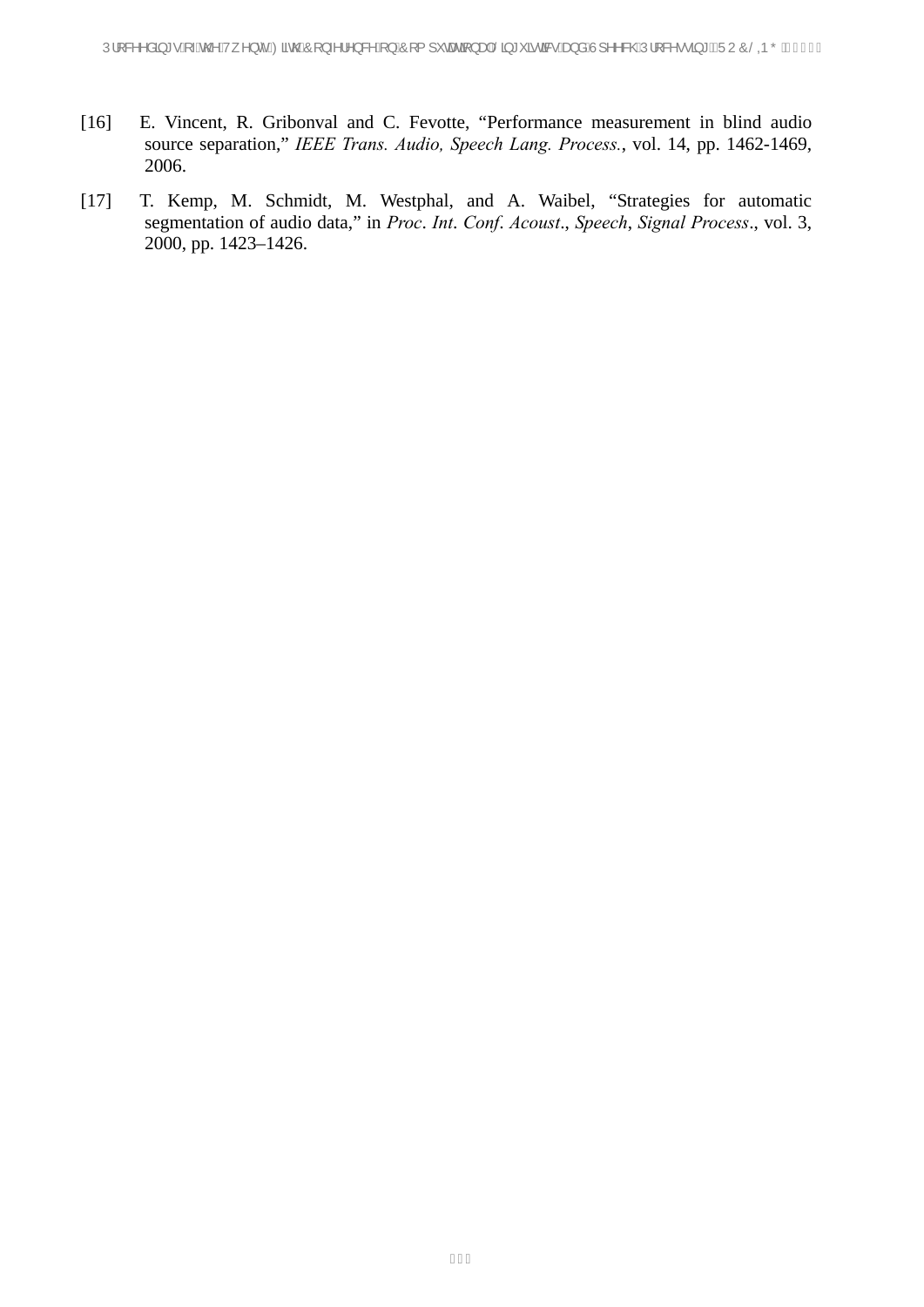[16] E. Vincent, R. Gribonval and C. Fevotte, “Performance measurement in blind audio source separation,” *IEEE Trans. Audio, Speech Lang. Process.*, vol. 14, pp. 1462-1469, 2006.

[17] T. Kemp, M. Schmidt, M. Westphal, and A. Waibel, “Strategies for automatic segmentation of audio data,” in *Proc. Int. Conf. Acoust., Speech, Signal Process.*, vol. 3, 2000, pp. 1423–1426.